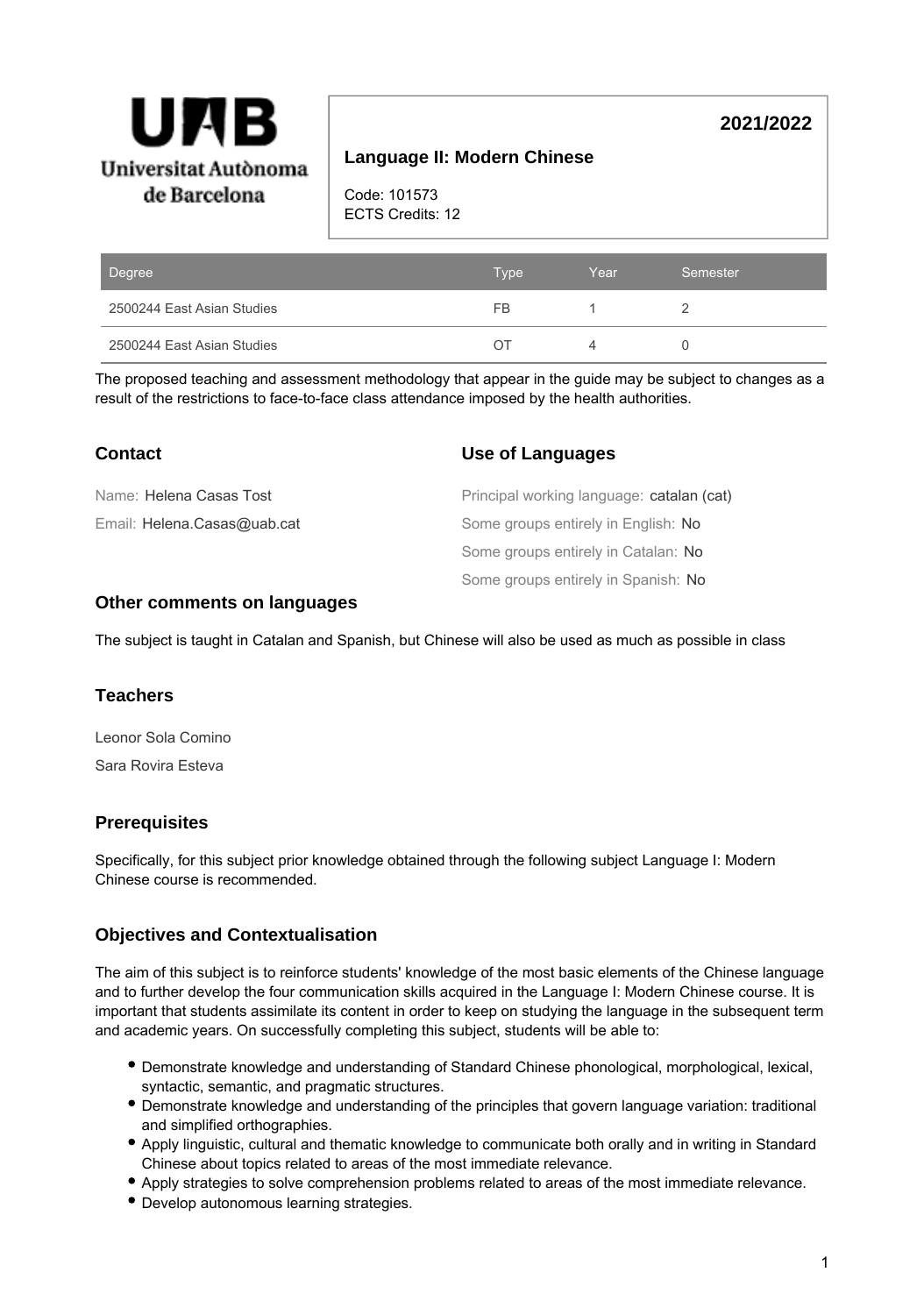Universitat Autònoma de Barcelona

**2021/2022**

## Language II: Modern Chinese

Code: 101573
ECTS Credits: 12

| Degree | Type | Year | Semester |
| --- | --- | --- | --- |
| 2500244 East Asian Studies | FB | 1 | 2 |
| 2500244 East Asian Studies | OT | 4 | 0 |

The proposed teaching and assessment methodology that appear in the guide may be subject to changes as a result of the restrictions to face-to-face class attendance imposed by the health authorities.

### Contact

Name: Helena Casas Tost

Email: Helena.Casas@uab.cat

### Use of Languages

Principal working language: catalan (cat)

Some groups entirely in English: No

Some groups entirely in Catalan: No

Some groups entirely in Spanish: No

### Other comments on languages

The subject is taught in Catalan and Spanish, but Chinese will also be used as much as possible in class

### Teachers

Leonor Sola Comino

Sara Rovira Esteva

### Prerequisites

Specifically, for this subject prior knowledge obtained through the following subject Language I: Modern Chinese course is recommended.

### Objectives and Contextualisation

The aim of this subject is to reinforce students' knowledge of the most basic elements of the Chinese language and to further develop the four communication skills acquired in the Language I: Modern Chinese course. It is important that students assimilate its content in order to keep on studying the language in the subsequent term and academic years. On successfully completing this subject, students will be able to:

- Demonstrate knowledge and understanding of Standard Chinese phonological, morphological, lexical, syntactic, semantic, and pragmatic structures.
- Demonstrate knowledge and understanding of the principles that govern language variation: traditional and simplified orthographies.
- Apply linguistic, cultural and thematic knowledge to communicate both orally and in writing in Standard Chinese about topics related to areas of the most immediate relevance.
- Apply strategies to solve comprehension problems related to areas of the most immediate relevance.
- Develop autonomous learning strategies.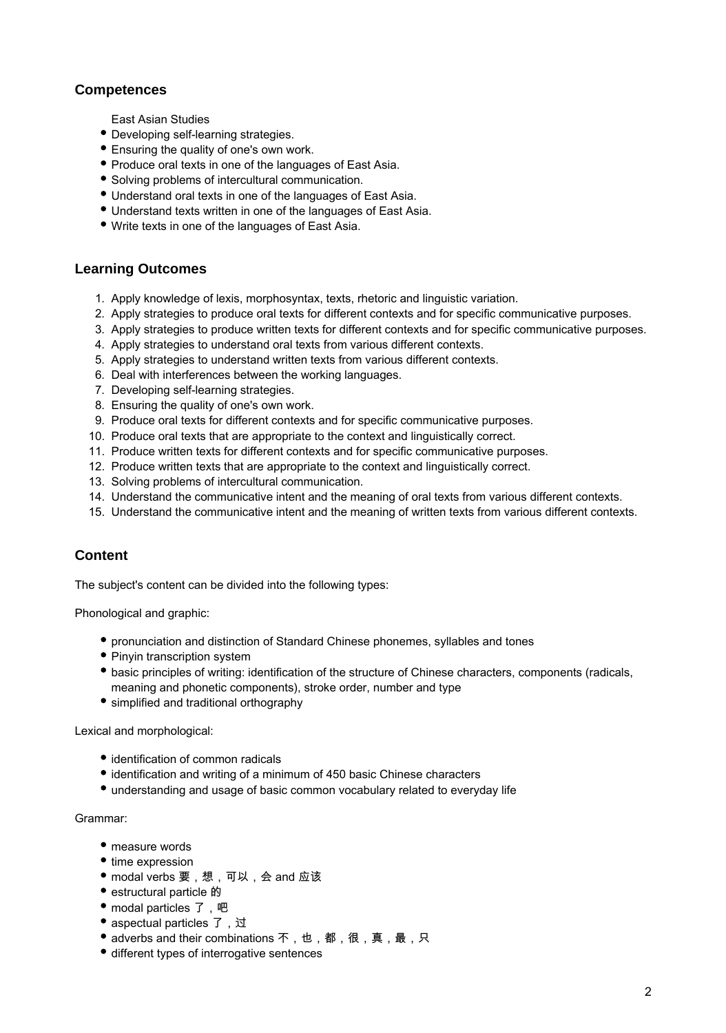## Competences

East Asian Studies

- Developing self-learning strategies.
- Ensuring the quality of one's own work.
- Produce oral texts in one of the languages of East Asia.
- Solving problems of intercultural communication.
- Understand oral texts in one of the languages of East Asia.
- Understand texts written in one of the languages of East Asia.
- Write texts in one of the languages of East Asia.

## Learning Outcomes

1. Apply knowledge of lexis, morphosyntax, texts, rhetoric and linguistic variation.
2. Apply strategies to produce oral texts for different contexts and for specific communicative purposes.
3. Apply strategies to produce written texts for different contexts and for specific communicative purposes.
4. Apply strategies to understand oral texts from various different contexts.
5. Apply strategies to understand written texts from various different contexts.
6. Deal with interferences between the working languages.
7. Developing self-learning strategies.
8. Ensuring the quality of one's own work.
9. Produce oral texts for different contexts and for specific communicative purposes.
10. Produce oral texts that are appropriate to the context and linguistically correct.
11. Produce written texts for different contexts and for specific communicative purposes.
12. Produce written texts that are appropriate to the context and linguistically correct.
13. Solving problems of intercultural communication.
14. Understand the communicative intent and the meaning of oral texts from various different contexts.
15. Understand the communicative intent and the meaning of written texts from various different contexts.

## Content

The subject's content can be divided into the following types:

Phonological and graphic:

- pronunciation and distinction of Standard Chinese phonemes, syllables and tones
- Pinyin transcription system
- basic principles of writing: identification of the structure of Chinese characters, components (radicals, meaning and phonetic components), stroke order, number and type
- simplified and traditional orthography

Lexical and morphological:

- identification of common radicals
- identification and writing of a minimum of 450 basic Chinese characters
- understanding and usage of basic common vocabulary related to everyday life

Grammar:

- measure words
- time expression
- modal verbs 要，想，可以，会 and 应该
- estructural particle 的
- modal particles 了，吧
- aspectual particles 了，过
- adverbs and their combinations 不，也，都，很，真，最，只
- different types of interrogative sentences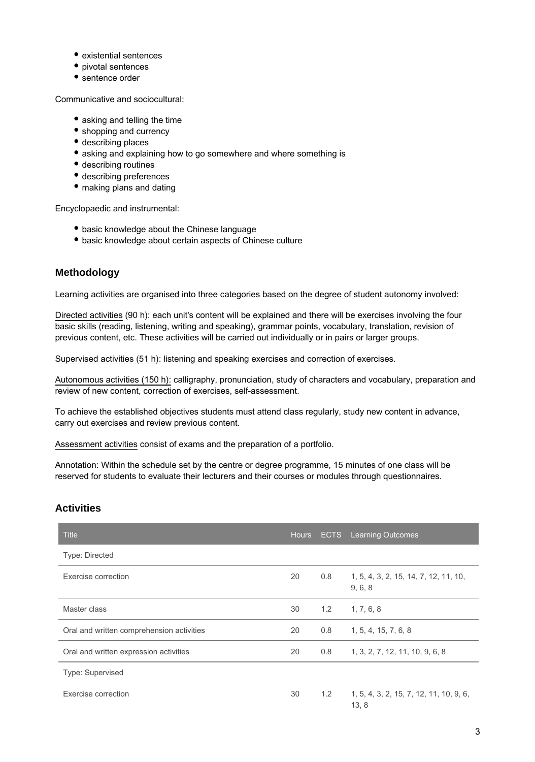- existential sentences
- pivotal sentences
- sentence order

Communicative and sociocultural:

- asking and telling the time
- shopping and currency
- describing places
- asking and explaining how to go somewhere and where something is
- describing routines
- describing preferences
- making plans and dating

Encyclopaedic and instrumental:

- basic knowledge about the Chinese language
- basic knowledge about certain aspects of Chinese culture

## Methodology

Learning activities are organised into three categories based on the degree of student autonomy involved:

Directed activities (90 h): each unit's content will be explained and there will be exercises involving the four basic skills (reading, listening, writing and speaking), grammar points, vocabulary, translation, revision of previous content, etc. These activities will be carried out individually or in pairs or larger groups.

Supervised activities (51 h): listening and speaking exercises and correction of exercises.

Autonomous activities (150 h): calligraphy, pronunciation, study of characters and vocabulary, preparation and review of new content, correction of exercises, self-assessment.

To achieve the established objectives students must attend class regularly, study new content in advance, carry out exercises and review previous content.

Assessment activities consist of exams and the preparation of a portfolio.

Annotation: Within the schedule set by the centre or degree programme, 15 minutes of one class will be reserved for students to evaluate their lecturers and their courses or modules through questionnaires.

## Activities

| Title | Hours | ECTS | Learning Outcomes |
|---|---|---|---|
| Type: Directed | | | |
| Exercise correction | 20 | 0.8 | 1, 5, 4, 3, 2, 15, 14, 7, 12, 11, 10, 9, 6, 8 |
| Master class | 30 | 1.2 | 1, 7, 6, 8 |
| Oral and written comprehension activities | 20 | 0.8 | 1, 5, 4, 15, 7, 6, 8 |
| Oral and written expression activities | 20 | 0.8 | 1, 3, 2, 7, 12, 11, 10, 9, 6, 8 |
| Type: Supervised | | | |
| Exercise correction | 30 | 1.2 | 1, 5, 4, 3, 2, 15, 7, 12, 11, 10, 9, 6, 13, 8 |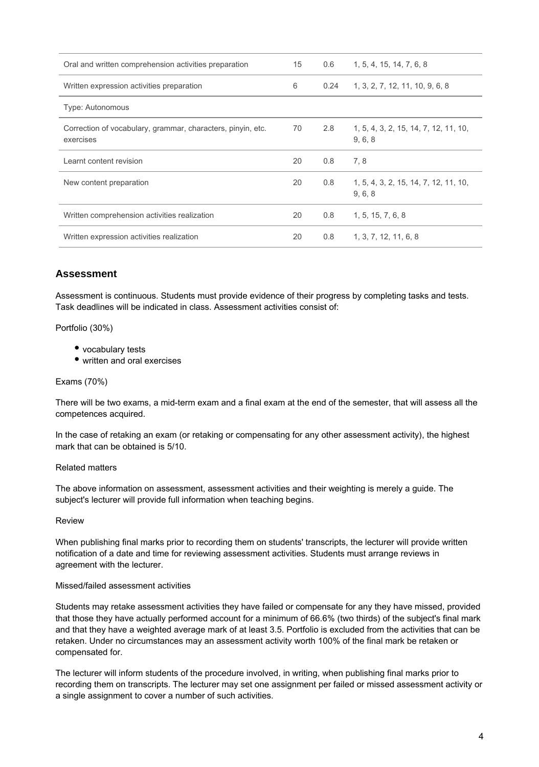| | | | |
|---|---|---|---|
| Oral and written comprehension activities preparation | 15 | 0.6 | 1, 5, 4, 15, 14, 7, 6, 8 |
| Written expression activities preparation | 6 | 0.24 | 1, 3, 2, 7, 12, 11, 10, 9, 6, 8 |
| Type: Autonomous | | | |
| Correction of vocabulary, grammar, characters, pinyin, etc. exercises | 70 | 2.8 | 1, 5, 4, 3, 2, 15, 14, 7, 12, 11, 10, 9, 6, 8 |
| Learnt content revision | 20 | 0.8 | 7, 8 |
| New content preparation | 20 | 0.8 | 1, 5, 4, 3, 2, 15, 14, 7, 12, 11, 10, 9, 6, 8 |
| Written comprehension activities realization | 20 | 0.8 | 1, 5, 15, 7, 6, 8 |
| Written expression activities realization | 20 | 0.8 | 1, 3, 7, 12, 11, 6, 8 |

## Assessment

Assessment is continuous. Students must provide evidence of their progress by completing tasks and tests. Task deadlines will be indicated in class. Assessment activities consist of:

Portfolio (30%)

- vocabulary tests
- written and oral exercises

Exams (70%)

There will be two exams, a mid-term exam and a final exam at the end of the semester, that will assess all the competences acquired.

In the case of retaking an exam (or retaking or compensating for any other assessment activity), the highest mark that can be obtained is 5/10.

Related matters

The above information on assessment, assessment activities and their weighting is merely a guide. The subject's lecturer will provide full information when teaching begins.

Review

When publishing final marks prior to recording them on students' transcripts, the lecturer will provide written notification of a date and time for reviewing assessment activities. Students must arrange reviews in agreement with the lecturer.

Missed/failed assessment activities

Students may retake assessment activities they have failed or compensate for any they have missed, provided that those they have actually performed account for a minimum of 66.6% (two thirds) of the subject's final mark and that they have a weighted average mark of at least 3.5. Portfolio is excluded from the activities that can be retaken. Under no circumstances may an assessment activity worth 100% of the final mark be retaken or compensated for.

The lecturer will inform students of the procedure involved, in writing, when publishing final marks prior to recording them on transcripts. The lecturer may set one assignment per failed or missed assessment activity or a single assignment to cover a number of such activities.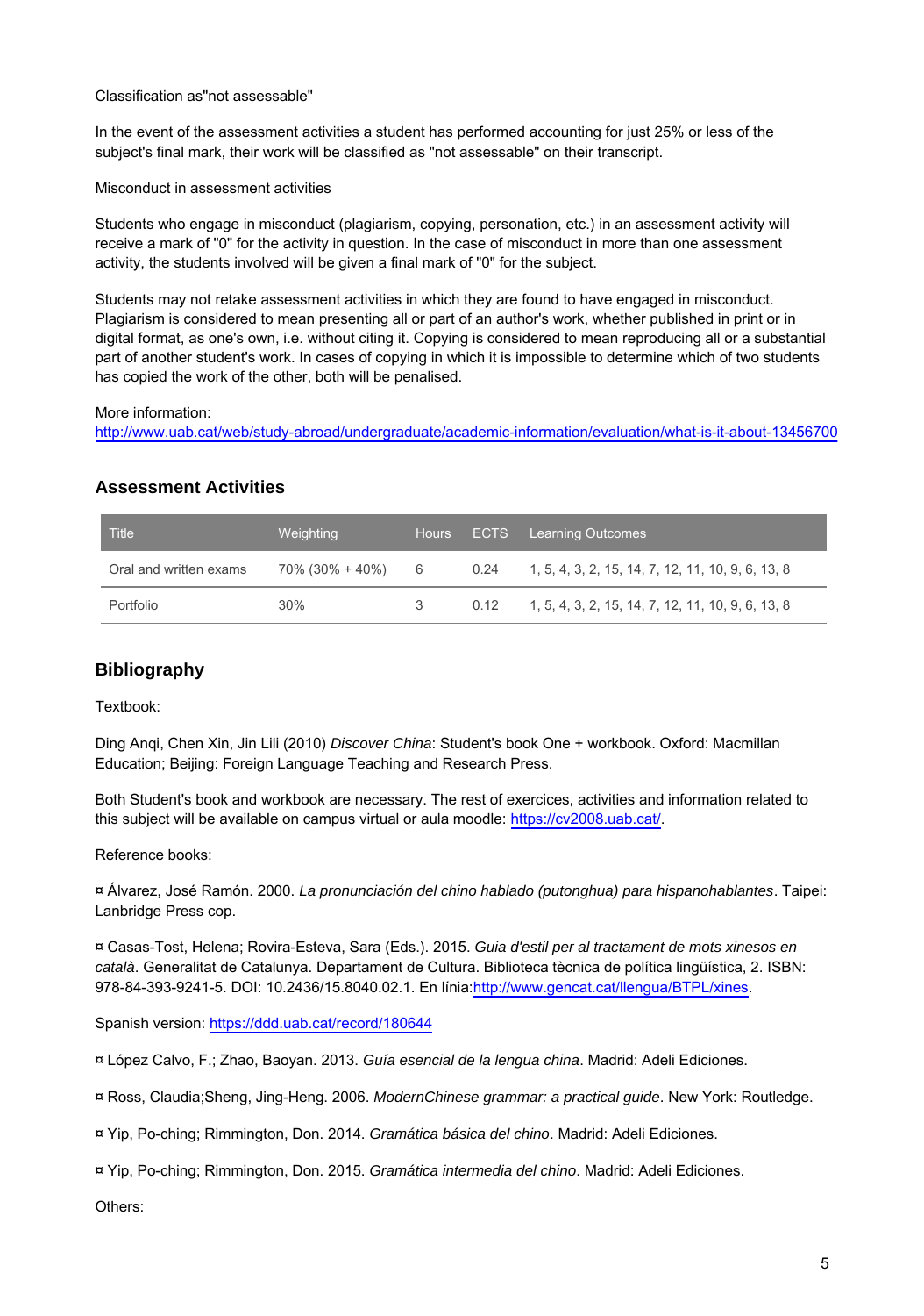Classification as"not assessable"

In the event of the assessment activities a student has performed accounting for just 25% or less of the subject's final mark, their work will be classified as "not assessable" on their transcript.

Misconduct in assessment activities

Students who engage in misconduct (plagiarism, copying, personation, etc.) in an assessment activity will receive a mark of "0" for the activity in question. In the case of misconduct in more than one assessment activity, the students involved will be given a final mark of "0" for the subject.

Students may not retake assessment activities in which they are found to have engaged in misconduct. Plagiarism is considered to mean presenting all or part of an author's work, whether published in print or in digital format, as one's own, i.e. without citing it. Copying is considered to mean reproducing all or a substantial part of another student's work. In cases of copying in which it is impossible to determine which of two students has copied the work of the other, both will be penalised.

More information:
http://www.uab.cat/web/study-abroad/undergraduate/academic-information/evaluation/what-is-it-about-13456700

## Assessment Activities

| Title | Weighting | Hours | ECTS | Learning Outcomes |
|---|---|---|---|---|
| Oral and written exams | 70% (30% + 40%) | 6 | 0.24 | 1, 5, 4, 3, 2, 15, 14, 7, 12, 11, 10, 9, 6, 13, 8 |
| Portfolio | 30% | 3 | 0.12 | 1, 5, 4, 3, 2, 15, 14, 7, 12, 11, 10, 9, 6, 13, 8 |

## Bibliography

Textbook:

Ding Anqi, Chen Xin, Jin Lili (2010) *Discover China*: Student's book One + workbook. Oxford: Macmillan Education; Beijing: Foreign Language Teaching and Research Press.

Both Student's book and workbook are necessary. The rest of exercices, activities and information related to this subject will be available on campus virtual or aula moodle: https://cv2008.uab.cat/.

Reference books:

¤ Álvarez, José Ramón. 2000. *La pronunciación del chino hablado (putonghua) para hispanohablantes*. Taipei: Lanbridge Press cop.

¤ Casas-Tost, Helena; Rovira-Esteva, Sara (Eds.). 2015. *Guia d'estil per al tractament de mots xinesos en català*. Generalitat de Catalunya. Departament de Cultura. Biblioteca tècnica de política lingüística, 2. ISBN: 978-84-393-9241-5. DOI: 10.2436/15.8040.02.1. En línia:http://www.gencat.cat/llengua/BTPL/xines.

Spanish version: https://ddd.uab.cat/record/180644

¤ López Calvo, F.; Zhao, Baoyan. 2013. *Guía esencial de la lengua china*. Madrid: Adeli Ediciones.

¤ Ross, Claudia;Sheng, Jing-Heng. 2006. *ModernChinese grammar: a practical guide*. New York: Routledge.

¤ Yip, Po-ching; Rimmington, Don. 2014. *Gramática básica del chino*. Madrid: Adeli Ediciones.

¤ Yip, Po-ching; Rimmington, Don. 2015. *Gramática intermedia del chino*. Madrid: Adeli Ediciones.

Others: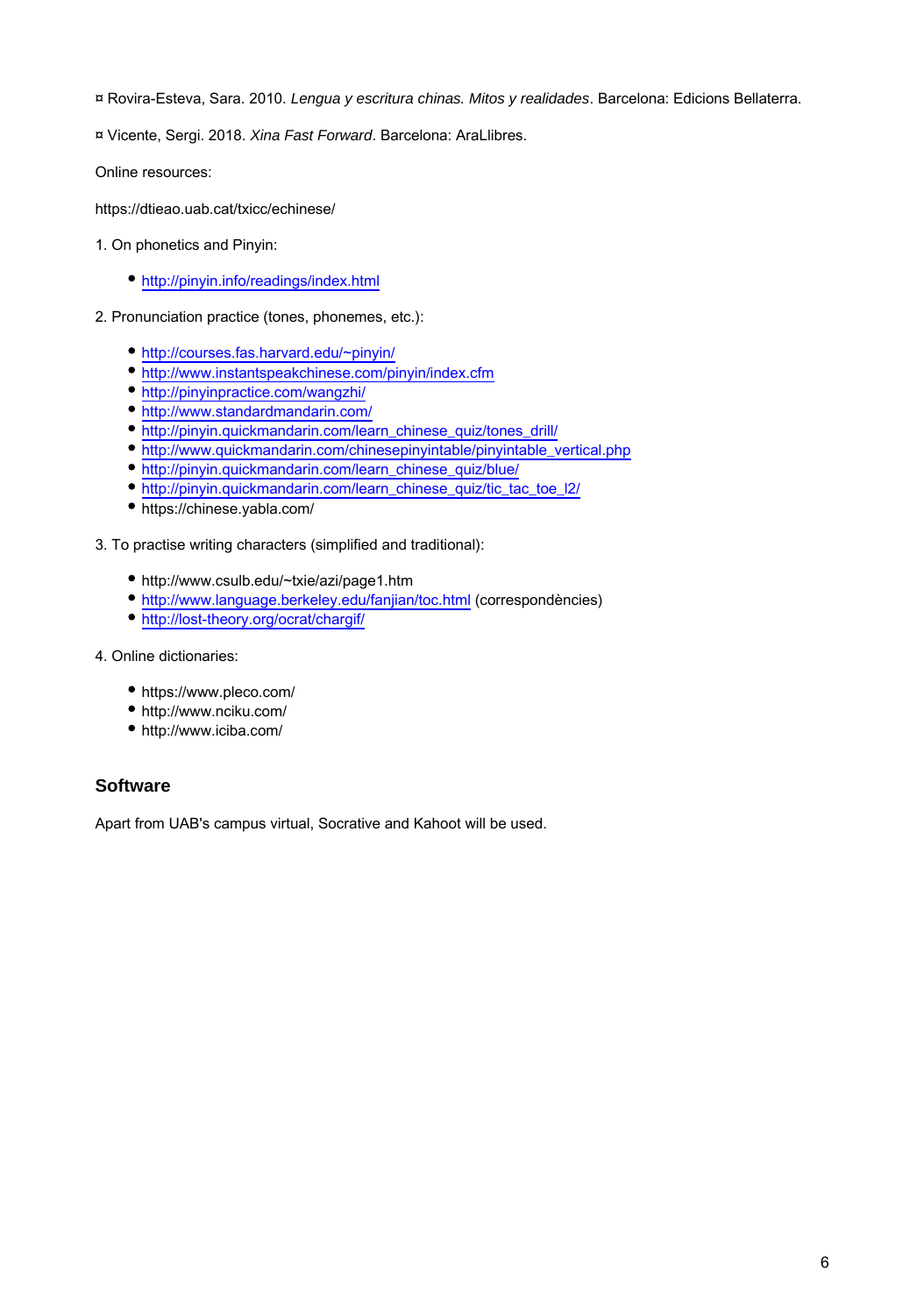¤ Rovira-Esteva, Sara. 2010. *Lengua y escritura chinas. Mitos y realidades*. Barcelona: Edicions Bellaterra.

¤ Vicente, Sergi. 2018. *Xina Fast Forward*. Barcelona: AraLlibres.

Online resources:

https://dtieao.uab.cat/txicc/echinese/

1. On phonetics and Pinyin:

- http://pinyin.info/readings/index.html

2. Pronunciation practice (tones, phonemes, etc.):

- http://courses.fas.harvard.edu/~pinyin/
- http://www.instantspeakchinese.com/pinyin/index.cfm
- http://pinyinpractice.com/wangzhi/
- http://www.standardmandarin.com/
- http://pinyin.quickmandarin.com/learn_chinese_quiz/tones_drill/
- http://www.quickmandarin.com/chinesepinyintable/pinyintable_vertical.php
- http://pinyin.quickmandarin.com/learn_chinese_quiz/blue/
- http://pinyin.quickmandarin.com/learn_chinese_quiz/tic_tac_toe_l2/
- https://chinese.yabla.com/

3. To practise writing characters (simplified and traditional):

- http://www.csulb.edu/~txie/azi/page1.htm
- http://www.language.berkeley.edu/fanjian/toc.html (correspondències)
- http://lost-theory.org/ocrat/chargif/

4. Online dictionaries:

- https://www.pleco.com/
- http://www.nciku.com/
- http://www.iciba.com/

## Software

Apart from UAB's campus virtual, Socrative and Kahoot will be used.